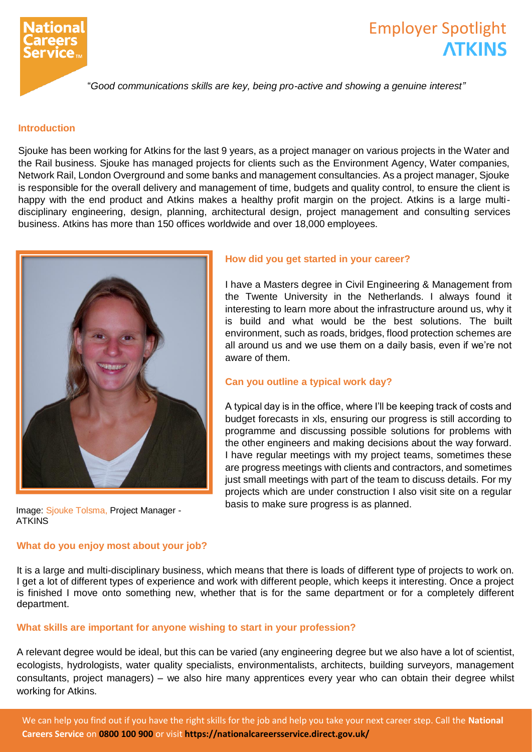# Employer Spotlight ATKINS

"*Good communications skills are key, being pro-active and showing a genuine interest"*

### Introduction

Sjouke has been working for Atkins for the last 9 years, as a project manager on various projects in the Water and the Rail business. Sjouke has managed projects for clients such as the Environment Agency, Water companies, Network Rail, London Overground and some banks and management consultancies. As a project manager, Sjouke is responsible for the overall delivery and management of time, budgets and quality control, to ensure the client is happy with the end product and Atkins makes a healthy profit margin on the project. Atkins is a large multi-disciplinary engineering, design, planning, architectural design, project management and consulting services business. Atkins has more than 150 offices worldwide and over 18,000 employees.

Image: Sjouke Tolsma, Project Manager - ATKINS

### How did you get started in your career?

I have a Masters degree in Civil Engineering & Management from the Twente University in the Netherlands. I always found it interesting to learn more about the infrastructure around us, why it is build and what would be the best solutions. The built environment, such as roads, bridges, flood protection schemes are all around us and we use them on a daily basis, even if we're not aware of them.

### Can you outline a typical work day?

A typical day is in the office, where I'll be keeping track of costs and budget forecasts in xls, ensuring our progress is still according to programme and discussing possible solutions for problems with the other engineers and making decisions about the way forward. I have regular meetings with my project teams, sometimes these are progress meetings with clients and contractors, and sometimes just small meetings with part of the team to discuss details. For my projects which are under construction I also visit site on a regular basis to make sure progress is as planned.

### What do you enjoy most about your job?

It is a large and multi-disciplinary business, which means that there is loads of different type of projects to work on. I get a lot of different types of experience and work with different people, which keeps it interesting. Once a project is finished I move onto something new, whether that is for the same department or for a completely different department.

### What skills are important for anyone wishing to start in your profession?

A relevant degree would be ideal, but this can be varied (any engineering degree but we also have a lot of scientist, ecologists, hydrologists, water quality specialists, environmentalists, architects, building surveyors, management consultants, project managers) – we also hire many apprentices every year who can obtain their degree whilst working for Atkins.

We can help you find out if you have the right skills for the job and help you take your next career step. Call the **National Careers Service** on **0800 100 900** or visit **https://nationalcareersservice.direct.gov.uk/**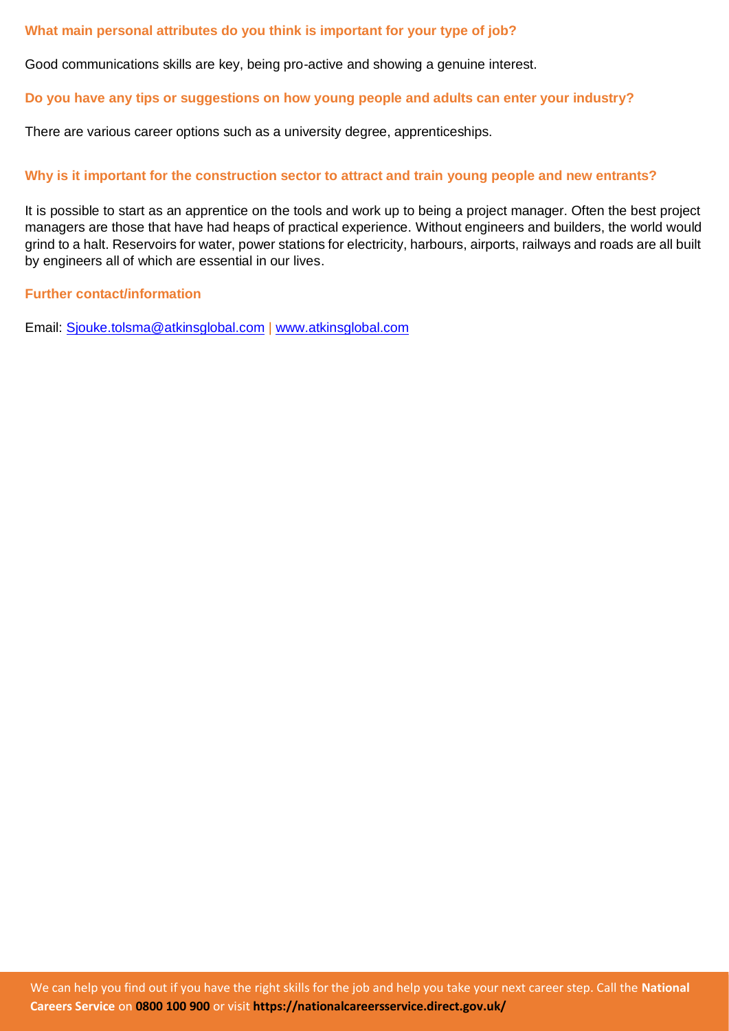### What main personal attributes do you think is important for your type of job?

Good communications skills are key, being pro-active and showing a genuine interest.

### Do you have any tips or suggestions on how young people and adults can enter your industry?

There are various career options such as a university degree, apprenticeships.

### Why is it important for the construction sector to attract and train young people and new entrants?

It is possible to start as an apprentice on the tools and work up to being a project manager. Often the best project managers are those that have had heaps of practical experience. Without engineers and builders, the world would grind to a halt. Reservoirs for water, power stations for electricity, harbours, airports, railways and roads are all built by engineers all of which are essential in our lives.

### Further contact/information

Email: Sjouke.tolsma@atkinsglobal.com | www.atkinsglobal.com

We can help you find out if you have the right skills for the job and help you take your next career step. Call the **National Careers Service** on **0800 100 900** or visit **https://nationalcareersservice.direct.gov.uk/**